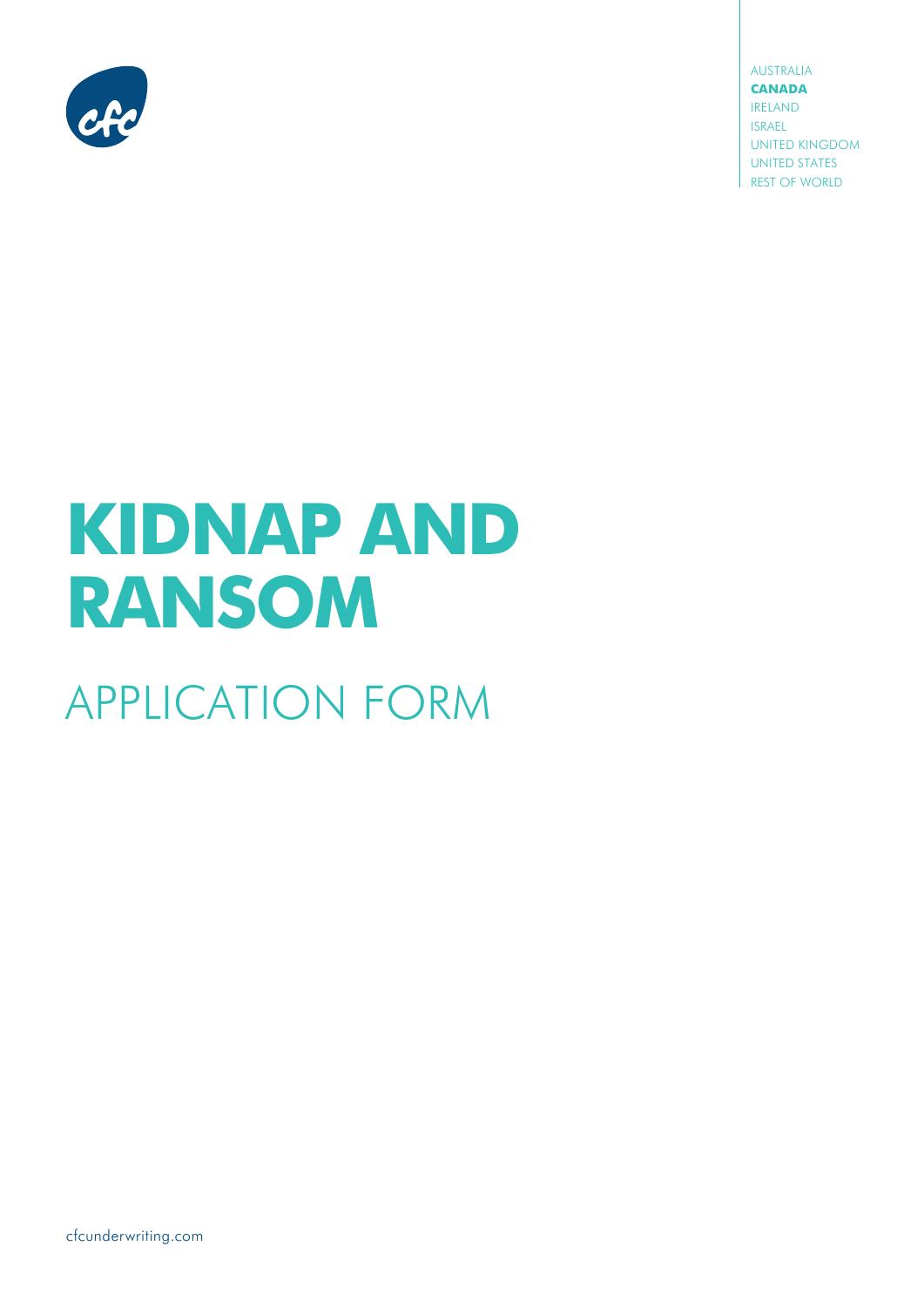AUSTRALIA
**CANADA**
IRELAND
ISRAEL
UNITED KINGDOM
UNITED STATES
REST OF WORLD

# KIDNAP AND RANSOM

## APPLICATION FORM

cfcunderwriting.com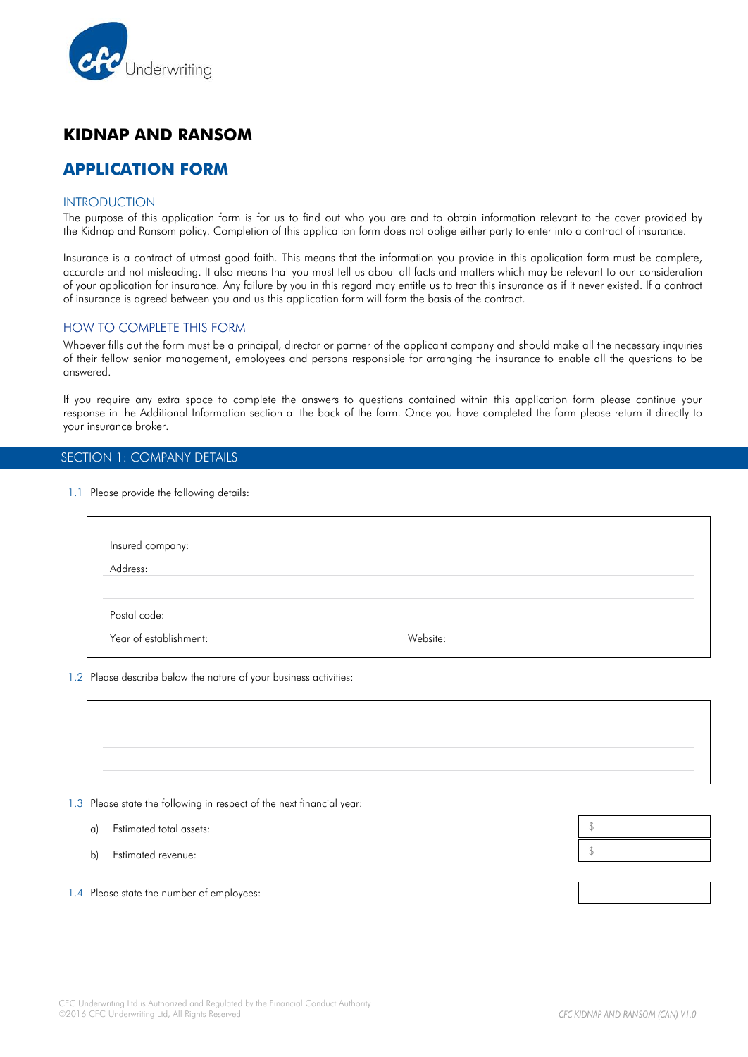# KIDNAP AND RANSOM

## APPLICATION FORM

### INTRODUCTION

The purpose of this application form is for us to find out who you are and to obtain information relevant to the cover provided by the Kidnap and Ransom policy. Completion of this application form does not oblige either party to enter into a contract of insurance.

Insurance is a contract of utmost good faith. This means that the information you provide in this application form must be complete, accurate and not misleading. It also means that you must tell us about all facts and matters which may be relevant to our consideration of your application for insurance. Any failure by you in this regard may entitle us to treat this insurance as if it never existed. If a contract of insurance is agreed between you and us this application form will form the basis of the contract.

### HOW TO COMPLETE THIS FORM

Whoever fills out the form must be a principal, director or partner of the applicant company and should make all the necessary inquiries of their fellow senior management, employees and persons responsible for arranging the insurance to enable all the questions to be answered.

If you require any extra space to complete the answers to questions contained within this application form please continue your response in the Additional Information section at the back of the form. Once you have completed the form please return it directly to your insurance broker.

## SECTION 1: COMPANY DETAILS

1.1 Please provide the following details:

Insured company:

Address:

Postal code:

Year of establishment: Website:

1.2 Please describe below the nature of your business activities:

1.3 Please state the following in respect of the next financial year:

a) Estimated total assets: $

b) Estimated revenue: $

1.4 Please state the number of employees: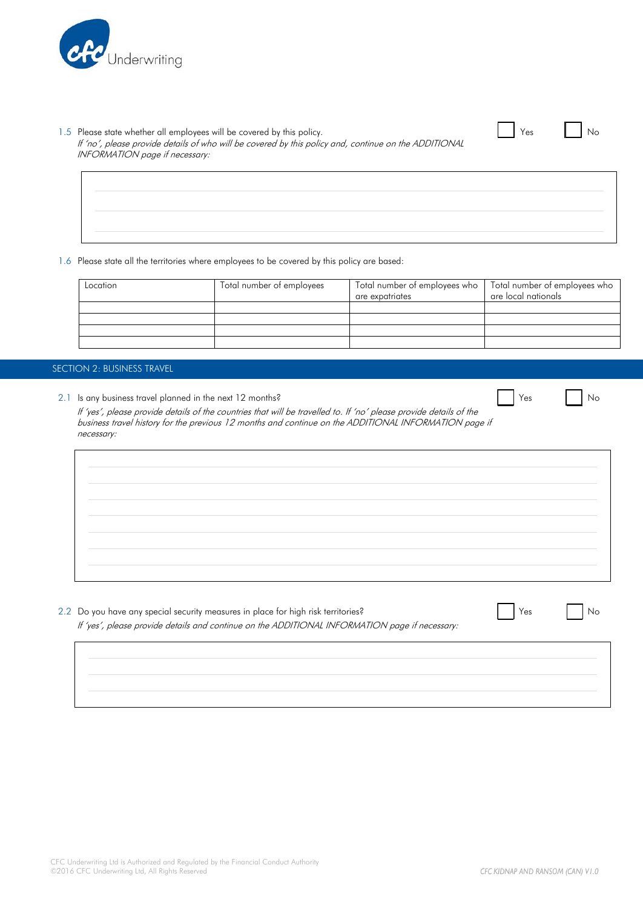1.5 Please state whether all employees will be covered by this policy.
*If 'no', please provide details of who will be covered by this policy and, continue on the ADDITIONAL INFORMATION page if necessary:*

☐ Yes ☐ No

1.6 Please state all the territories where employees to be covered by this policy are based:

| Location | Total number of employees | Total number of employees who are expatriates | Total number of employees who are local nationals |
|---|---|---|---|
| | | | |
| | | | |
| | | | |
| | | | |

## SECTION 2: BUSINESS TRAVEL

2.1 Is any business travel planned in the next 12 months?
*If 'yes', please provide details of the countries that will be travelled to. If 'no' please provide details of the business travel history for the previous 12 months and continue on the ADDITIONAL INFORMATION page if necessary:*

☐ Yes ☐ No

2.2 Do you have any special security measures in place for high risk territories?
*If 'yes', please provide details and continue on the ADDITIONAL INFORMATION page if necessary:*

☐ Yes ☐ No

CFC Underwriting Ltd is Authorized and Regulated by the Financial Conduct Authority
©2016 CFC Underwriting Ltd, All Rights Reserved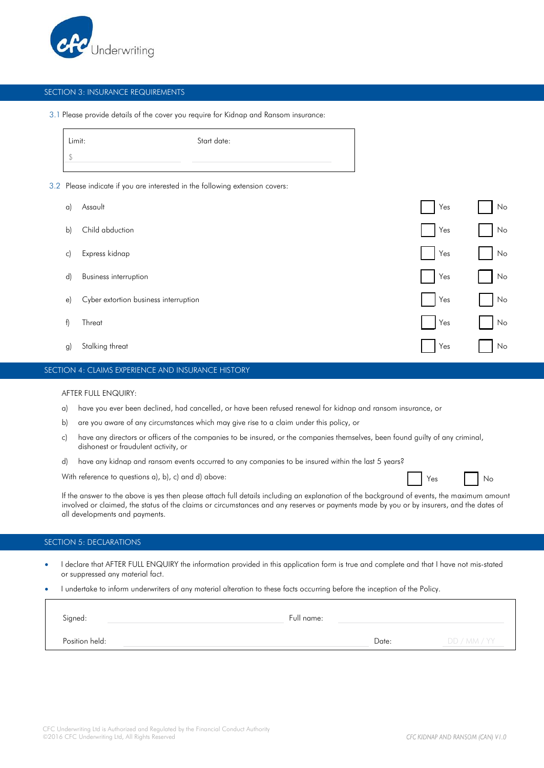## SECTION 3: INSURANCE REQUIREMENTS

3.1 Please provide details of the cover you require for Kidnap and Ransom insurance:

| Limit: | Start date: |
|---|---|
| $ | |

3.2 Please indicate if you are interested in the following extension covers:

| | | | |
|---|---|---|---|
| a) | Assault | ☐ Yes | ☐ No |
| b) | Child abduction | ☐ Yes | ☐ No |
| c) | Express kidnap | ☐ Yes | ☐ No |
| d) | Business interruption | ☐ Yes | ☐ No |
| e) | Cyber extortion business interruption | ☐ Yes | ☐ No |
| f) | Threat | ☐ Yes | ☐ No |
| g) | Stalking threat | ☐ Yes | ☐ No |

## SECTION 4: CLAIMS EXPERIENCE AND INSURANCE HISTORY

AFTER FULL ENQUIRY:

a) have you ever been declined, had cancelled, or have been refused renewal for kidnap and ransom insurance, or

b) are you aware of any circumstances which may give rise to a claim under this policy, or

c) have any directors or officers of the companies to be insured, or the companies themselves, been found guilty of any criminal, dishonest or fraudulent activity, or

d) have any kidnap and ransom events occurred to any companies to be insured within the last 5 years?

With reference to questions a), b), c) and d) above: ☐ Yes ☐ No

If the answer to the above is yes then please attach full details including an explanation of the background of events, the maximum amount involved or claimed, the status of the claims or circumstances and any reserves or payments made by you or by insurers, and the dates of all developments and payments.

## SECTION 5: DECLARATIONS

- I declare that AFTER FULL ENQUIRY the information provided in this application form is true and complete and that I have not mis-stated or suppressed any material fact.
- I undertake to inform underwriters of any material alteration to these facts occurring before the inception of the Policy.

| | | | |
|---|---|---|---|
| Signed: | | Full name: | |
| Position held: | | Date: | DD / MM / YY |

CFC Underwriting Ltd is Authorized and Regulated by the Financial Conduct Authority
©2016 CFC Underwriting Ltd, All Rights Reserved

CFC KIDNAP AND RANSOM (CAN) V1.0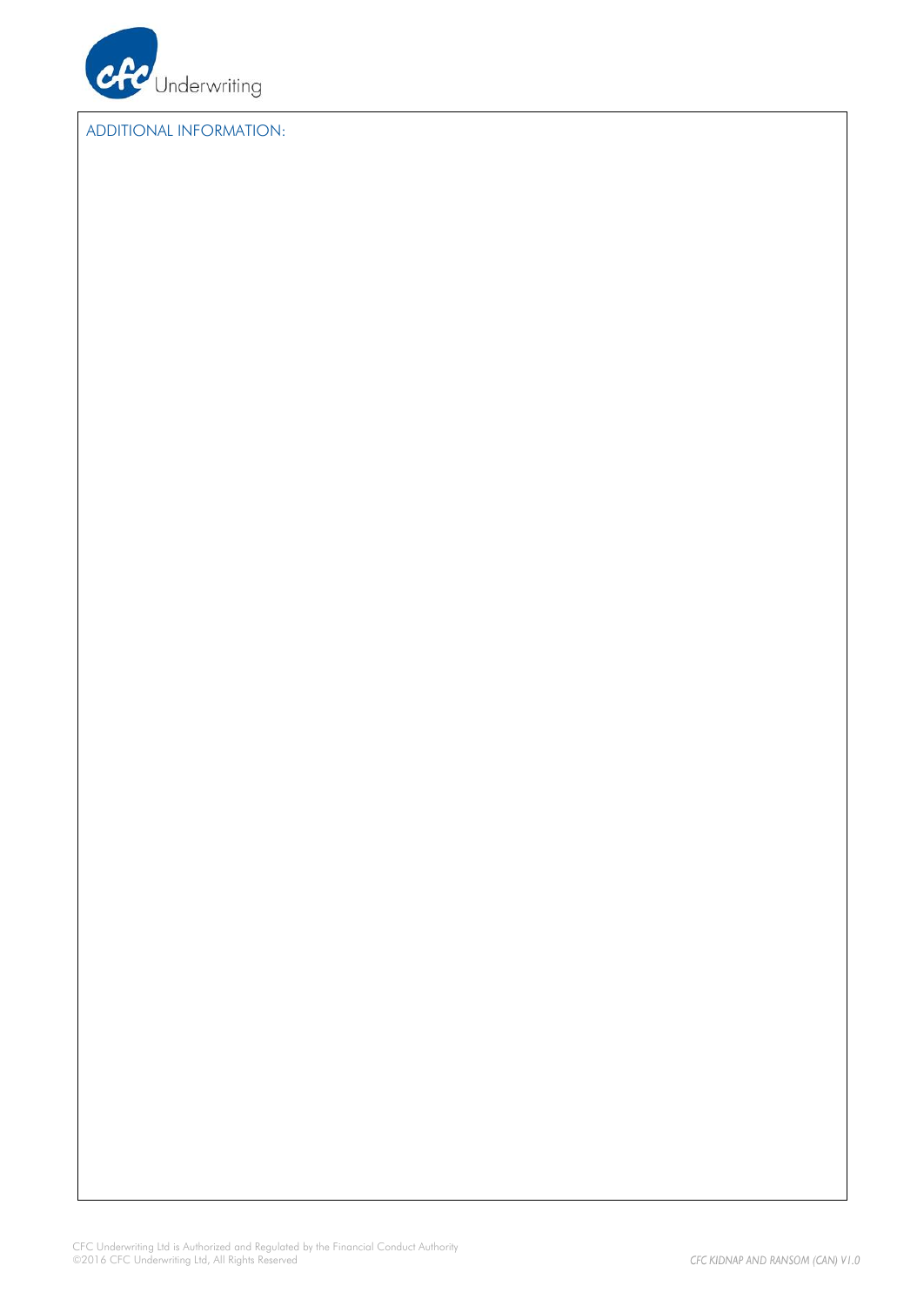ADDITIONAL INFORMATION: